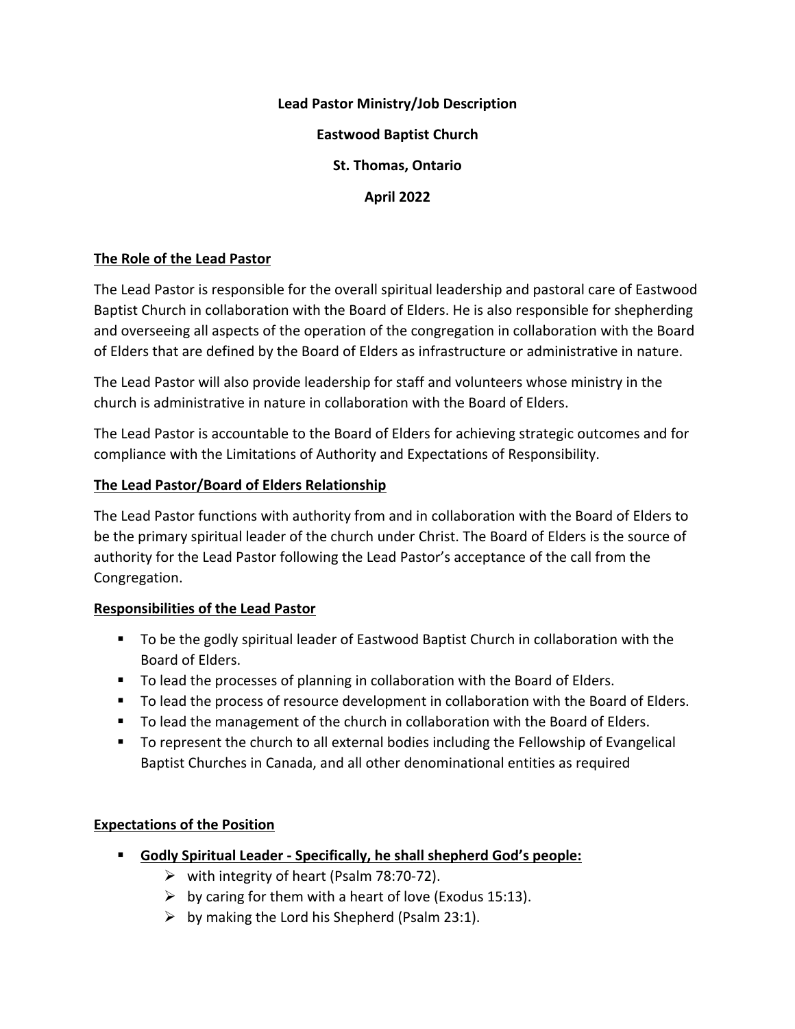**Lead Pastor Ministry/Job Description**

**Eastwood Baptist Church**

**St. Thomas, Ontario**

**April 2022**

## The Role of the Lead Pastor

The Lead Pastor is responsible for the overall spiritual leadership and pastoral care of Eastwood Baptist Church in collaboration with the Board of Elders. He is also responsible for shepherding and overseeing all aspects of the operation of the congregation in collaboration with the Board of Elders that are defined by the Board of Elders as infrastructure or administrative in nature.

The Lead Pastor will also provide leadership for staff and volunteers whose ministry in the church is administrative in nature in collaboration with the Board of Elders.

The Lead Pastor is accountable to the Board of Elders for achieving strategic outcomes and for compliance with the Limitations of Authority and Expectations of Responsibility.

## The Lead Pastor/Board of Elders Relationship

The Lead Pastor functions with authority from and in collaboration with the Board of Elders to be the primary spiritual leader of the church under Christ. The Board of Elders is the source of authority for the Lead Pastor following the Lead Pastor's acceptance of the call from the Congregation.

## Responsibilities of the Lead Pastor

- To be the godly spiritual leader of Eastwood Baptist Church in collaboration with the Board of Elders.
- To lead the processes of planning in collaboration with the Board of Elders.
- To lead the process of resource development in collaboration with the Board of Elders.
- To lead the management of the church in collaboration with the Board of Elders.
- To represent the church to all external bodies including the Fellowship of Evangelical Baptist Churches in Canada, and all other denominational entities as required

## Expectations of the Position

- **Godly Spiritual Leader - Specifically, he shall shepherd God's people:**
  - with integrity of heart (Psalm 78:70-72).
  - by caring for them with a heart of love (Exodus 15:13).
  - by making the Lord his Shepherd (Psalm 23:1).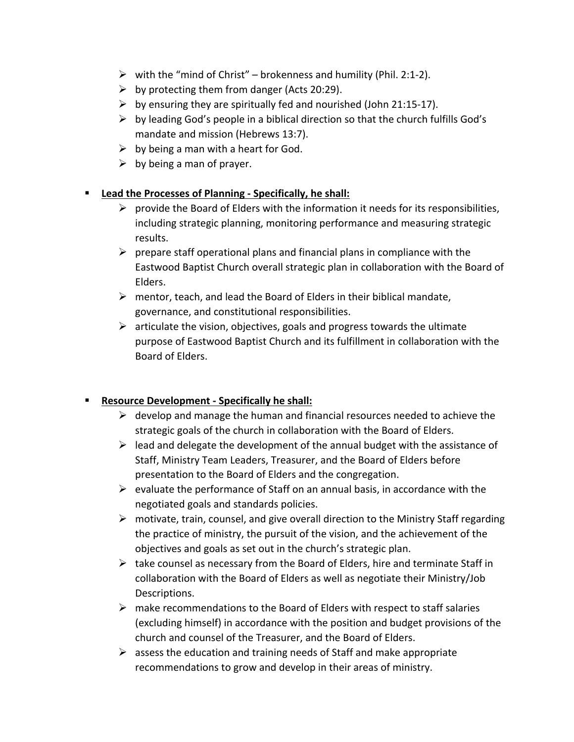- with the "mind of Christ" – brokenness and humility (Phil. 2:1-2).
- by protecting them from danger (Acts 20:29).
- by ensuring they are spiritually fed and nourished (John 21:15-17).
- by leading God's people in a biblical direction so that the church fulfills God's mandate and mission (Hebrews 13:7).
- by being a man with a heart for God.
- by being a man of prayer.

- **<u>Lead the Processes of Planning - Specifically, he shall:</u>**
  - provide the Board of Elders with the information it needs for its responsibilities, including strategic planning, monitoring performance and measuring strategic results.
  - prepare staff operational plans and financial plans in compliance with the Eastwood Baptist Church overall strategic plan in collaboration with the Board of Elders.
  - mentor, teach, and lead the Board of Elders in their biblical mandate, governance, and constitutional responsibilities.
  - articulate the vision, objectives, goals and progress towards the ultimate purpose of Eastwood Baptist Church and its fulfillment in collaboration with the Board of Elders.

- **<u>Resource Development - Specifically he shall:</u>**
  - develop and manage the human and financial resources needed to achieve the strategic goals of the church in collaboration with the Board of Elders.
  - lead and delegate the development of the annual budget with the assistance of Staff, Ministry Team Leaders, Treasurer, and the Board of Elders before presentation to the Board of Elders and the congregation.
  - evaluate the performance of Staff on an annual basis, in accordance with the negotiated goals and standards policies.
  - motivate, train, counsel, and give overall direction to the Ministry Staff regarding the practice of ministry, the pursuit of the vision, and the achievement of the objectives and goals as set out in the church's strategic plan.
  - take counsel as necessary from the Board of Elders, hire and terminate Staff in collaboration with the Board of Elders as well as negotiate their Ministry/Job Descriptions.
  - make recommendations to the Board of Elders with respect to staff salaries (excluding himself) in accordance with the position and budget provisions of the church and counsel of the Treasurer, and the Board of Elders.
  - assess the education and training needs of Staff and make appropriate recommendations to grow and develop in their areas of ministry.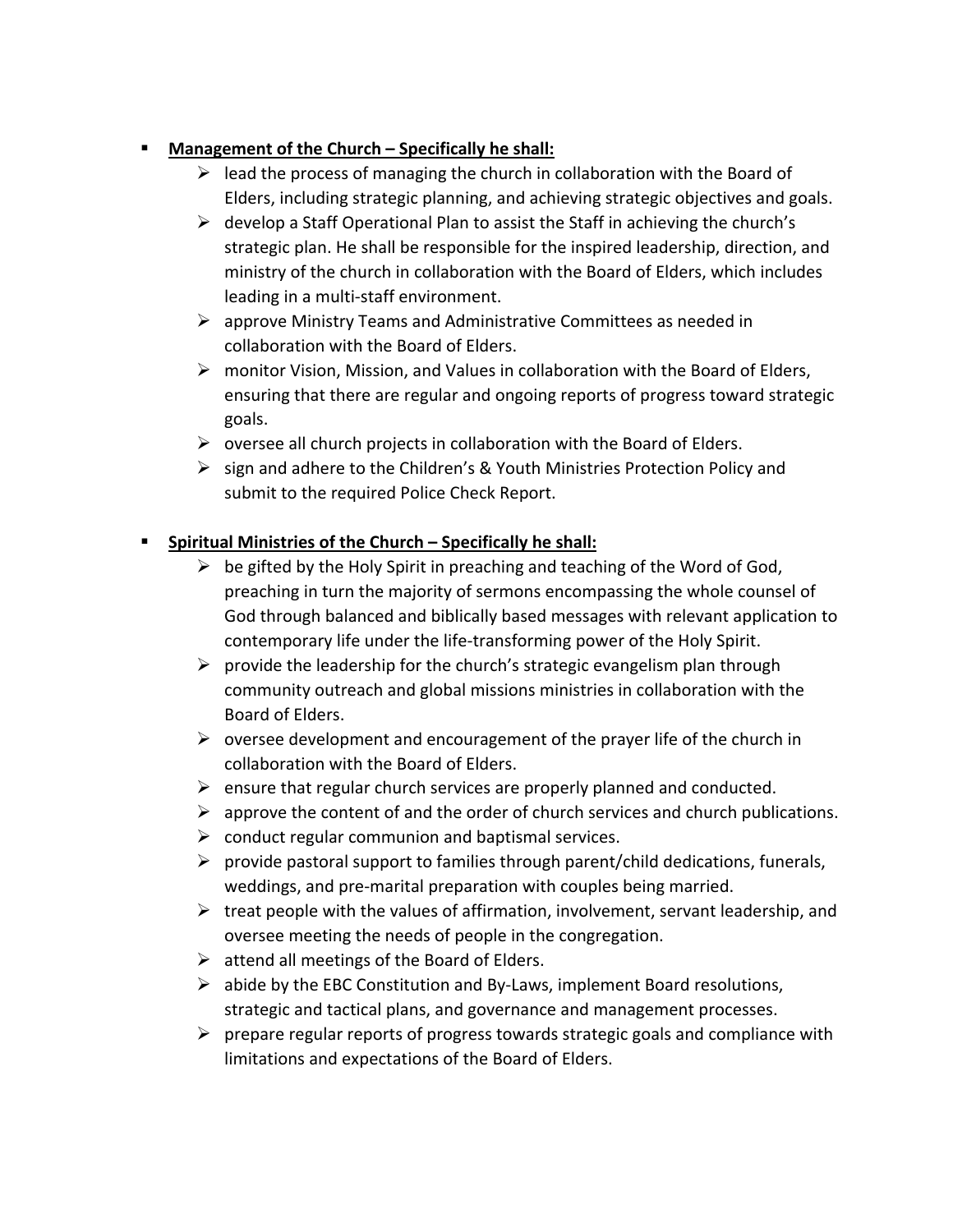- **<u>Management of the Church – Specifically he shall:</u>**
    - lead the process of managing the church in collaboration with the Board of Elders, including strategic planning, and achieving strategic objectives and goals.
    - develop a Staff Operational Plan to assist the Staff in achieving the church's strategic plan. He shall be responsible for the inspired leadership, direction, and ministry of the church in collaboration with the Board of Elders, which includes leading in a multi-staff environment.
    - approve Ministry Teams and Administrative Committees as needed in collaboration with the Board of Elders.
    - monitor Vision, Mission, and Values in collaboration with the Board of Elders, ensuring that there are regular and ongoing reports of progress toward strategic goals.
    - oversee all church projects in collaboration with the Board of Elders.
    - sign and adhere to the Children's & Youth Ministries Protection Policy and submit to the required Police Check Report.

- **<u>Spiritual Ministries of the Church – Specifically he shall:</u>**
    - be gifted by the Holy Spirit in preaching and teaching of the Word of God, preaching in turn the majority of sermons encompassing the whole counsel of God through balanced and biblically based messages with relevant application to contemporary life under the life-transforming power of the Holy Spirit.
    - provide the leadership for the church's strategic evangelism plan through community outreach and global missions ministries in collaboration with the Board of Elders.
    - oversee development and encouragement of the prayer life of the church in collaboration with the Board of Elders.
    - ensure that regular church services are properly planned and conducted.
    - approve the content of and the order of church services and church publications.
    - conduct regular communion and baptismal services.
    - provide pastoral support to families through parent/child dedications, funerals, weddings, and pre-marital preparation with couples being married.
    - treat people with the values of affirmation, involvement, servant leadership, and oversee meeting the needs of people in the congregation.
    - attend all meetings of the Board of Elders.
    - abide by the EBC Constitution and By-Laws, implement Board resolutions, strategic and tactical plans, and governance and management processes.
    - prepare regular reports of progress towards strategic goals and compliance with limitations and expectations of the Board of Elders.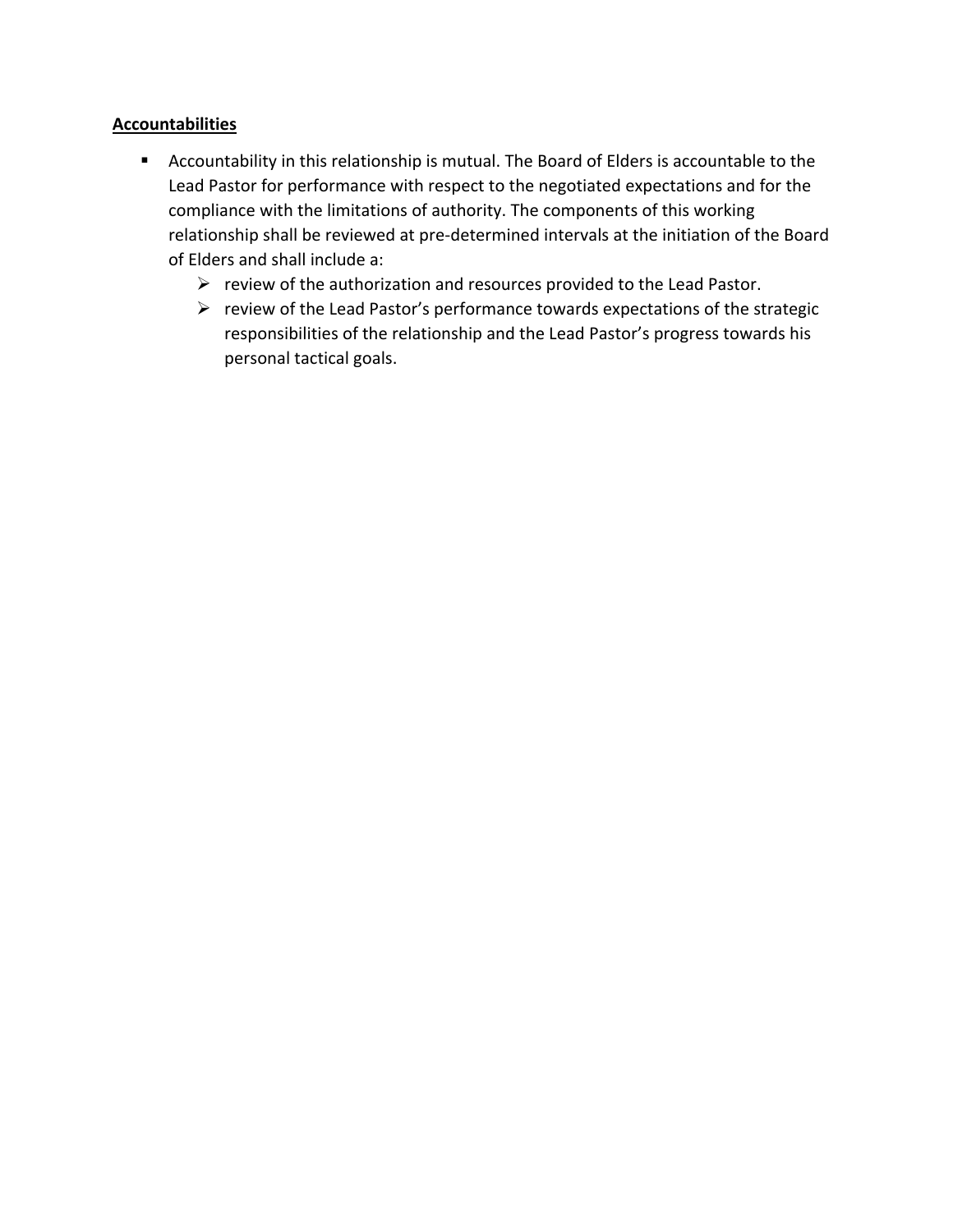**Accountabilities**

- Accountability in this relationship is mutual. The Board of Elders is accountable to the Lead Pastor for performance with respect to the negotiated expectations and for the compliance with the limitations of authority. The components of this working relationship shall be reviewed at pre-determined intervals at the initiation of the Board of Elders and shall include a:
  - review of the authorization and resources provided to the Lead Pastor.
  - review of the Lead Pastor's performance towards expectations of the strategic responsibilities of the relationship and the Lead Pastor's progress towards his personal tactical goals.